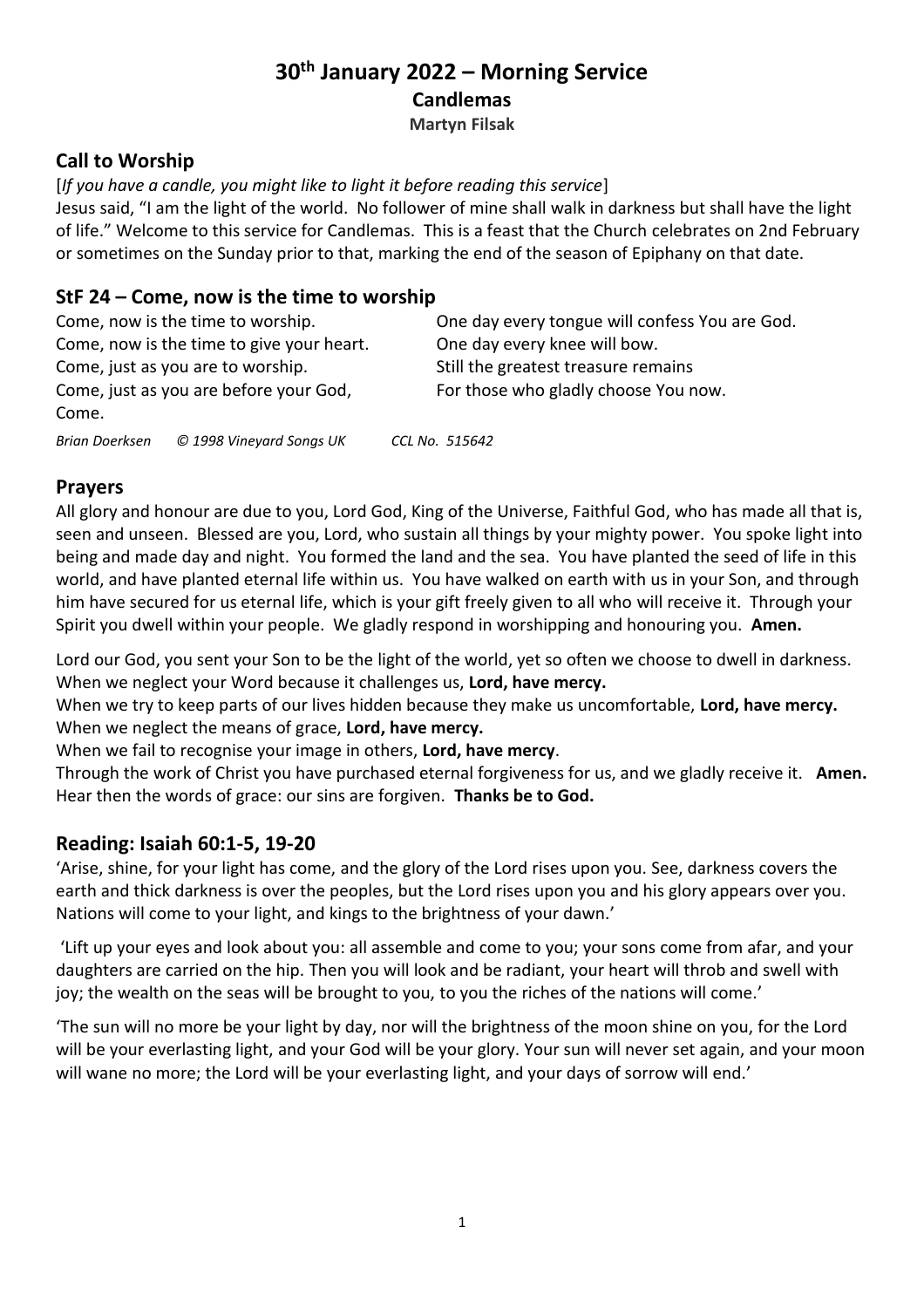# 30th January 2022 – Morning Service

**Candlemas**

**Martyn Filsak**

## Call to Worship

[*If you have a candle, you might like to light it before reading this service*]

Jesus said, "I am the light of the world. No follower of mine shall walk in darkness but shall have the light of life." Welcome to this service for Candlemas. This is a feast that the Church celebrates on 2nd February or sometimes on the Sunday prior to that, marking the end of the season of Epiphany on that date.

## StF 24 – Come, now is the time to worship

Come, now is the time to worship.
Come, now is the time to give your heart.
Come, just as you are to worship.
Come, just as you are before your God,
Come.

One day every tongue will confess You are God.
One day every knee will bow.
Still the greatest treasure remains
For those who gladly choose You now.

*Brian Doerksen © 1998 Vineyard Songs UK CCL No. 515642*

## Prayers

All glory and honour are due to you, Lord God, King of the Universe, Faithful God, who has made all that is, seen and unseen. Blessed are you, Lord, who sustain all things by your mighty power. You spoke light into being and made day and night. You formed the land and the sea. You have planted the seed of life in this world, and have planted eternal life within us. You have walked on earth with us in your Son, and through him have secured for us eternal life, which is your gift freely given to all who will receive it. Through your Spirit you dwell within your people. We gladly respond in worshipping and honouring you. **Amen.**

Lord our God, you sent your Son to be the light of the world, yet so often we choose to dwell in darkness.
When we neglect your Word because it challenges us, **Lord, have mercy.**
When we try to keep parts of our lives hidden because they make us uncomfortable, **Lord, have mercy.**
When we neglect the means of grace, **Lord, have mercy.**
When we fail to recognise your image in others, **Lord, have mercy**.
Through the work of Christ you have purchased eternal forgiveness for us, and we gladly receive it. **Amen.**
Hear then the words of grace: our sins are forgiven. **Thanks be to God.**

## Reading: Isaiah 60:1-5, 19-20

'Arise, shine, for your light has come, and the glory of the Lord rises upon you. See, darkness covers the earth and thick darkness is over the peoples, but the Lord rises upon you and his glory appears over you. Nations will come to your light, and kings to the brightness of your dawn.'

'Lift up your eyes and look about you: all assemble and come to you; your sons come from afar, and your daughters are carried on the hip. Then you will look and be radiant, your heart will throb and swell with joy; the wealth on the seas will be brought to you, to you the riches of the nations will come.'

'The sun will no more be your light by day, nor will the brightness of the moon shine on you, for the Lord will be your everlasting light, and your God will be your glory. Your sun will never set again, and your moon will wane no more; the Lord will be your everlasting light, and your days of sorrow will end.'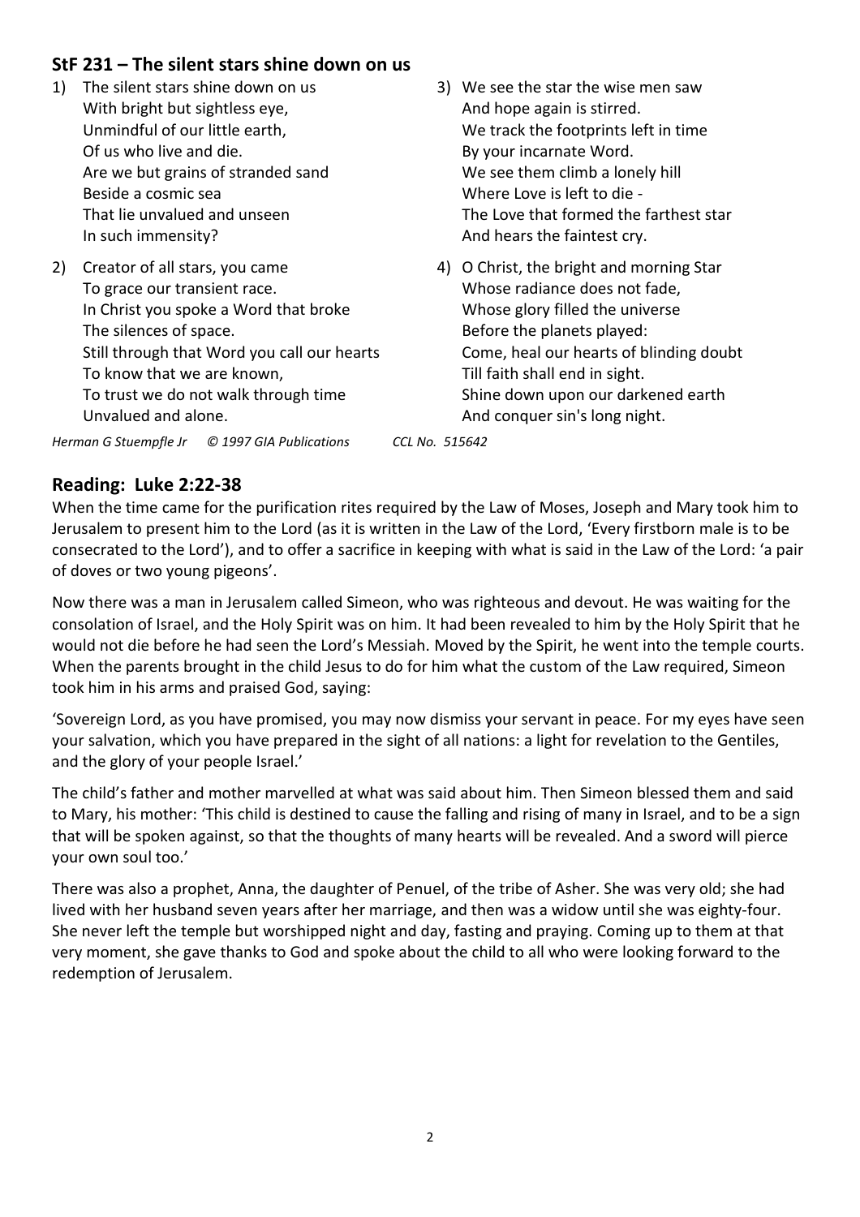## StF 231 – The silent stars shine down on us

1) The silent stars shine down on us
With bright but sightless eye,
Unmindful of our little earth,
Of us who live and die.
Are we but grains of stranded sand
Beside a cosmic sea
That lie unvalued and unseen
In such immensity?

2) Creator of all stars, you came
To grace our transient race.
In Christ you spoke a Word that broke
The silences of space.
Still through that Word you call our hearts
To know that we are known,
To trust we do not walk through time
Unvalued and alone.

3) We see the star the wise men saw
And hope again is stirred.
We track the footprints left in time
By your incarnate Word.
We see them climb a lonely hill
Where Love is left to die -
The Love that formed the farthest star
And hears the faintest cry.

4) O Christ, the bright and morning Star
Whose radiance does not fade,
Whose glory filled the universe
Before the planets played:
Come, heal our hearts of blinding doubt
Till faith shall end in sight.
Shine down upon our darkened earth
And conquer sin's long night.

*Herman G Stuempfle Jr © 1997 GIA Publications CCL No. 515642*

## Reading: Luke 2:22-38

When the time came for the purification rites required by the Law of Moses, Joseph and Mary took him to Jerusalem to present him to the Lord (as it is written in the Law of the Lord, 'Every firstborn male is to be consecrated to the Lord'), and to offer a sacrifice in keeping with what is said in the Law of the Lord: 'a pair of doves or two young pigeons'.

Now there was a man in Jerusalem called Simeon, who was righteous and devout. He was waiting for the consolation of Israel, and the Holy Spirit was on him. It had been revealed to him by the Holy Spirit that he would not die before he had seen the Lord's Messiah. Moved by the Spirit, he went into the temple courts. When the parents brought in the child Jesus to do for him what the custom of the Law required, Simeon took him in his arms and praised God, saying:

'Sovereign Lord, as you have promised, you may now dismiss your servant in peace. For my eyes have seen your salvation, which you have prepared in the sight of all nations: a light for revelation to the Gentiles, and the glory of your people Israel.'

The child's father and mother marvelled at what was said about him. Then Simeon blessed them and said to Mary, his mother: 'This child is destined to cause the falling and rising of many in Israel, and to be a sign that will be spoken against, so that the thoughts of many hearts will be revealed. And a sword will pierce your own soul too.'

There was also a prophet, Anna, the daughter of Penuel, of the tribe of Asher. She was very old; she had lived with her husband seven years after her marriage, and then was a widow until she was eighty-four. She never left the temple but worshipped night and day, fasting and praying. Coming up to them at that very moment, she gave thanks to God and spoke about the child to all who were looking forward to the redemption of Jerusalem.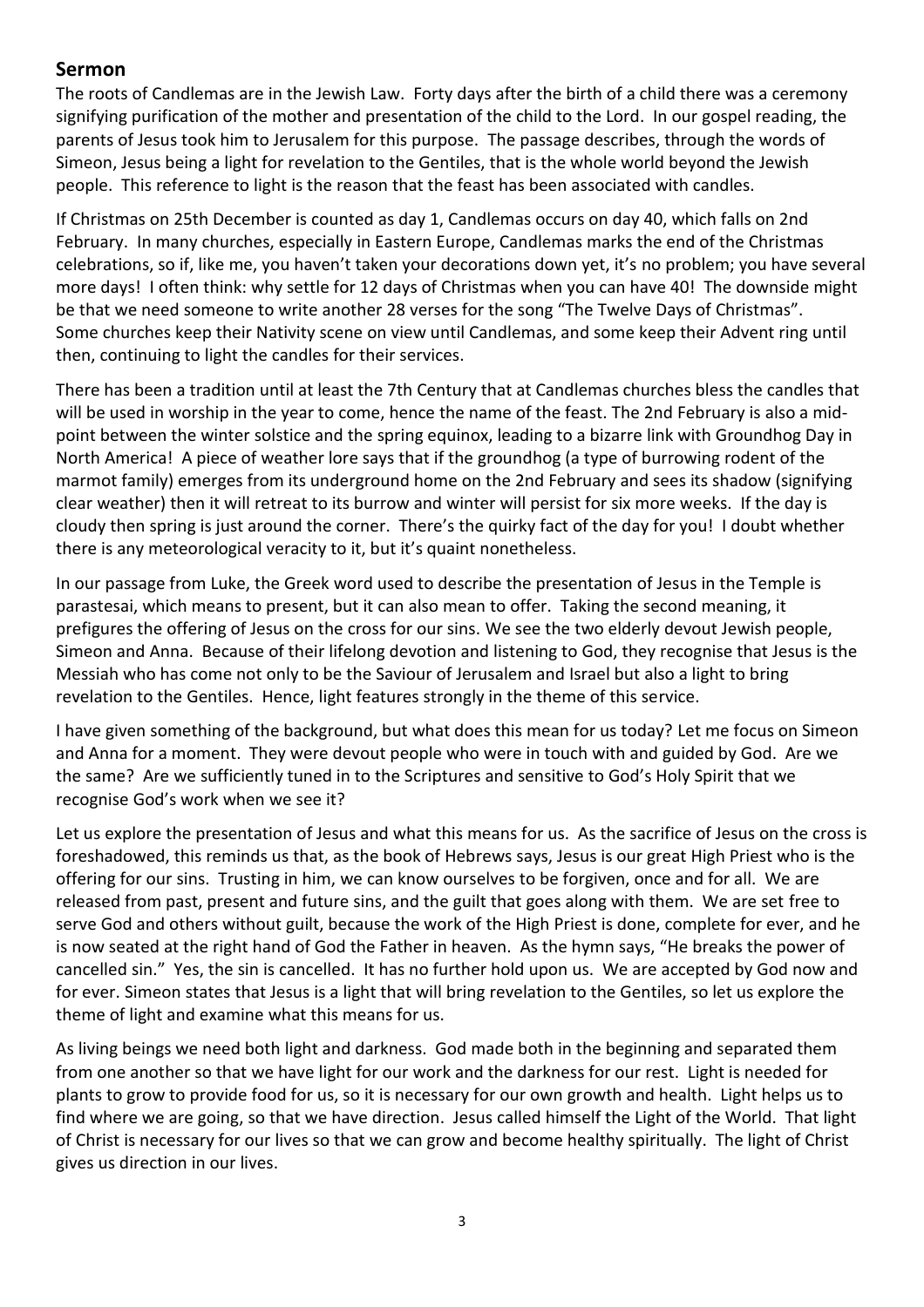## Sermon

The roots of Candlemas are in the Jewish Law. Forty days after the birth of a child there was a ceremony signifying purification of the mother and presentation of the child to the Lord. In our gospel reading, the parents of Jesus took him to Jerusalem for this purpose. The passage describes, through the words of Simeon, Jesus being a light for revelation to the Gentiles, that is the whole world beyond the Jewish people. This reference to light is the reason that the feast has been associated with candles.

If Christmas on 25th December is counted as day 1, Candlemas occurs on day 40, which falls on 2nd February. In many churches, especially in Eastern Europe, Candlemas marks the end of the Christmas celebrations, so if, like me, you haven't taken your decorations down yet, it's no problem; you have several more days! I often think: why settle for 12 days of Christmas when you can have 40! The downside might be that we need someone to write another 28 verses for the song "The Twelve Days of Christmas". Some churches keep their Nativity scene on view until Candlemas, and some keep their Advent ring until then, continuing to light the candles for their services.

There has been a tradition until at least the 7th Century that at Candlemas churches bless the candles that will be used in worship in the year to come, hence the name of the feast. The 2nd February is also a mid-point between the winter solstice and the spring equinox, leading to a bizarre link with Groundhog Day in North America! A piece of weather lore says that if the groundhog (a type of burrowing rodent of the marmot family) emerges from its underground home on the 2nd February and sees its shadow (signifying clear weather) then it will retreat to its burrow and winter will persist for six more weeks. If the day is cloudy then spring is just around the corner. There's the quirky fact of the day for you! I doubt whether there is any meteorological veracity to it, but it's quaint nonetheless.

In our passage from Luke, the Greek word used to describe the presentation of Jesus in the Temple is parastesai, which means to present, but it can also mean to offer. Taking the second meaning, it prefigures the offering of Jesus on the cross for our sins. We see the two elderly devout Jewish people, Simeon and Anna. Because of their lifelong devotion and listening to God, they recognise that Jesus is the Messiah who has come not only to be the Saviour of Jerusalem and Israel but also a light to bring revelation to the Gentiles. Hence, light features strongly in the theme of this service.

I have given something of the background, but what does this mean for us today? Let me focus on Simeon and Anna for a moment. They were devout people who were in touch with and guided by God. Are we the same? Are we sufficiently tuned in to the Scriptures and sensitive to God's Holy Spirit that we recognise God's work when we see it?

Let us explore the presentation of Jesus and what this means for us. As the sacrifice of Jesus on the cross is foreshadowed, this reminds us that, as the book of Hebrews says, Jesus is our great High Priest who is the offering for our sins. Trusting in him, we can know ourselves to be forgiven, once and for all. We are released from past, present and future sins, and the guilt that goes along with them. We are set free to serve God and others without guilt, because the work of the High Priest is done, complete for ever, and he is now seated at the right hand of God the Father in heaven. As the hymn says, "He breaks the power of cancelled sin." Yes, the sin is cancelled. It has no further hold upon us. We are accepted by God now and for ever. Simeon states that Jesus is a light that will bring revelation to the Gentiles, so let us explore the theme of light and examine what this means for us.

As living beings we need both light and darkness. God made both in the beginning and separated them from one another so that we have light for our work and the darkness for our rest. Light is needed for plants to grow to provide food for us, so it is necessary for our own growth and health. Light helps us to find where we are going, so that we have direction. Jesus called himself the Light of the World. That light of Christ is necessary for our lives so that we can grow and become healthy spiritually. The light of Christ gives us direction in our lives.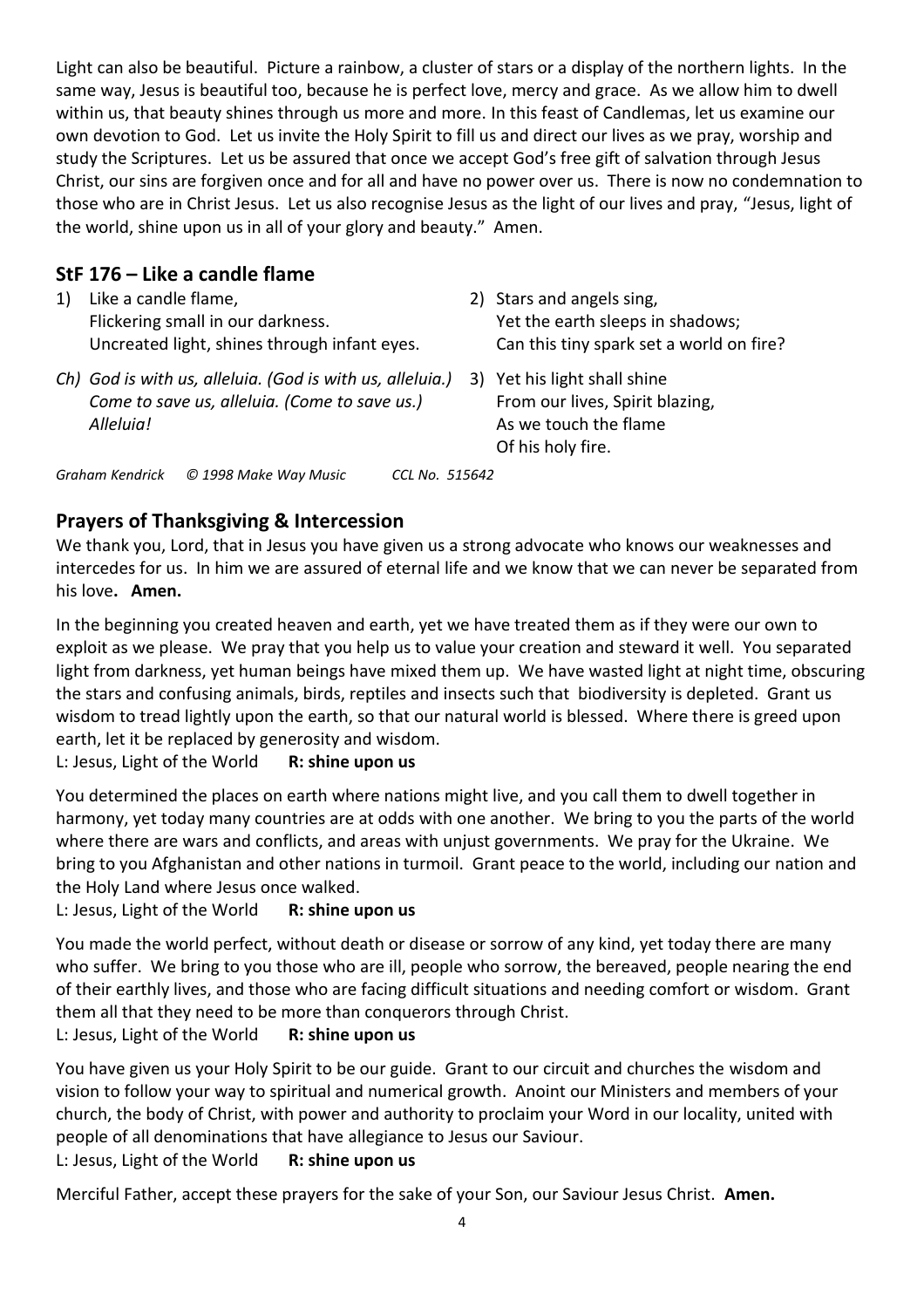Light can also be beautiful. Picture a rainbow, a cluster of stars or a display of the northern lights. In the same way, Jesus is beautiful too, because he is perfect love, mercy and grace. As we allow him to dwell within us, that beauty shines through us more and more. In this feast of Candlemas, let us examine our own devotion to God. Let us invite the Holy Spirit to fill us and direct our lives as we pray, worship and study the Scriptures. Let us be assured that once we accept God's free gift of salvation through Jesus Christ, our sins are forgiven once and for all and have no power over us. There is now no condemnation to those who are in Christ Jesus. Let us also recognise Jesus as the light of our lives and pray, "Jesus, light of the world, shine upon us in all of your glory and beauty." Amen.

## StF 176 – Like a candle flame

1) Like a candle flame,
Flickering small in our darkness.
Uncreated light, shines through infant eyes.

*Ch) God is with us, alleluia. (God is with us, alleluia.)*
*Come to save us, alleluia. (Come to save us.)*
*Alleluia!*

2) Stars and angels sing,
Yet the earth sleeps in shadows;
Can this tiny spark set a world on fire?

3) Yet his light shall shine
From our lives, Spirit blazing,
As we touch the flame
Of his holy fire.

*Graham Kendrick © 1998 Make Way Music CCL No. 515642*

## Prayers of Thanksgiving & Intercession

We thank you, Lord, that in Jesus you have given us a strong advocate who knows our weaknesses and intercedes for us. In him we are assured of eternal life and we know that we can never be separated from his love**. Amen.**

In the beginning you created heaven and earth, yet we have treated them as if they were our own to exploit as we please. We pray that you help us to value your creation and steward it well. You separated light from darkness, yet human beings have mixed them up. We have wasted light at night time, obscuring the stars and confusing animals, birds, reptiles and insects such that biodiversity is depleted. Grant us wisdom to tread lightly upon the earth, so that our natural world is blessed. Where there is greed upon earth, let it be replaced by generosity and wisdom.
L: Jesus, Light of the World **R: shine upon us**

You determined the places on earth where nations might live, and you call them to dwell together in harmony, yet today many countries are at odds with one another. We bring to you the parts of the world where there are wars and conflicts, and areas with unjust governments. We pray for the Ukraine. We bring to you Afghanistan and other nations in turmoil. Grant peace to the world, including our nation and the Holy Land where Jesus once walked.
L: Jesus, Light of the World **R: shine upon us**

You made the world perfect, without death or disease or sorrow of any kind, yet today there are many who suffer. We bring to you those who are ill, people who sorrow, the bereaved, people nearing the end of their earthly lives, and those who are facing difficult situations and needing comfort or wisdom. Grant them all that they need to be more than conquerors through Christ.
L: Jesus, Light of the World **R: shine upon us**

You have given us your Holy Spirit to be our guide. Grant to our circuit and churches the wisdom and vision to follow your way to spiritual and numerical growth. Anoint our Ministers and members of your church, the body of Christ, with power and authority to proclaim your Word in our locality, united with people of all denominations that have allegiance to Jesus our Saviour.
L: Jesus, Light of the World **R: shine upon us**

Merciful Father, accept these prayers for the sake of your Son, our Saviour Jesus Christ. **Amen.**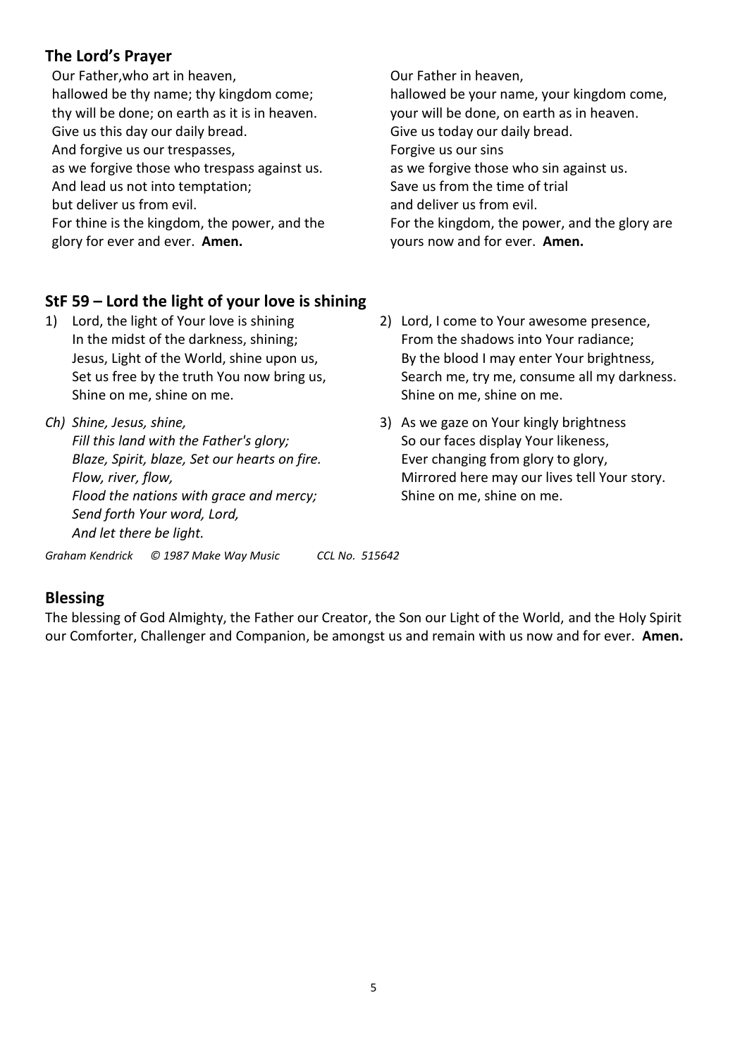## The Lord's Prayer

Our Father,who art in heaven,
hallowed be thy name; thy kingdom come;
thy will be done; on earth as it is in heaven.
Give us this day our daily bread.
And forgive us our trespasses,
as we forgive those who trespass against us.
And lead us not into temptation;
but deliver us from evil.
For thine is the kingdom, the power, and the glory for ever and ever. **Amen.**

Our Father in heaven,
hallowed be your name, your kingdom come,
your will be done, on earth as in heaven.
Give us today our daily bread.
Forgive us our sins
as we forgive those who sin against us.
Save us from the time of trial
and deliver us from evil.
For the kingdom, the power, and the glory are yours now and for ever. **Amen.**

## StF 59 – Lord the light of your love is shining

1) Lord, the light of Your love is shining
In the midst of the darkness, shining;
Jesus, Light of the World, shine upon us,
Set us free by the truth You now bring us,
Shine on me, shine on me.

*Ch) Shine, Jesus, shine,*
*Fill this land with the Father's glory;*
*Blaze, Spirit, blaze, Set our hearts on fire.*
*Flow, river, flow,*
*Flood the nations with grace and mercy;*
*Send forth Your word, Lord,*
*And let there be light.*

2) Lord, I come to Your awesome presence,
From the shadows into Your radiance;
By the blood I may enter Your brightness,
Search me, try me, consume all my darkness.
Shine on me, shine on me.

3) As we gaze on Your kingly brightness
So our faces display Your likeness,
Ever changing from glory to glory,
Mirrored here may our lives tell Your story.
Shine on me, shine on me.

*Graham Kendrick © 1987 Make Way Music CCL No. 515642*

## Blessing

The blessing of God Almighty, the Father our Creator, the Son our Light of the World, and the Holy Spirit our Comforter, Challenger and Companion, be amongst us and remain with us now and for ever. **Amen.**